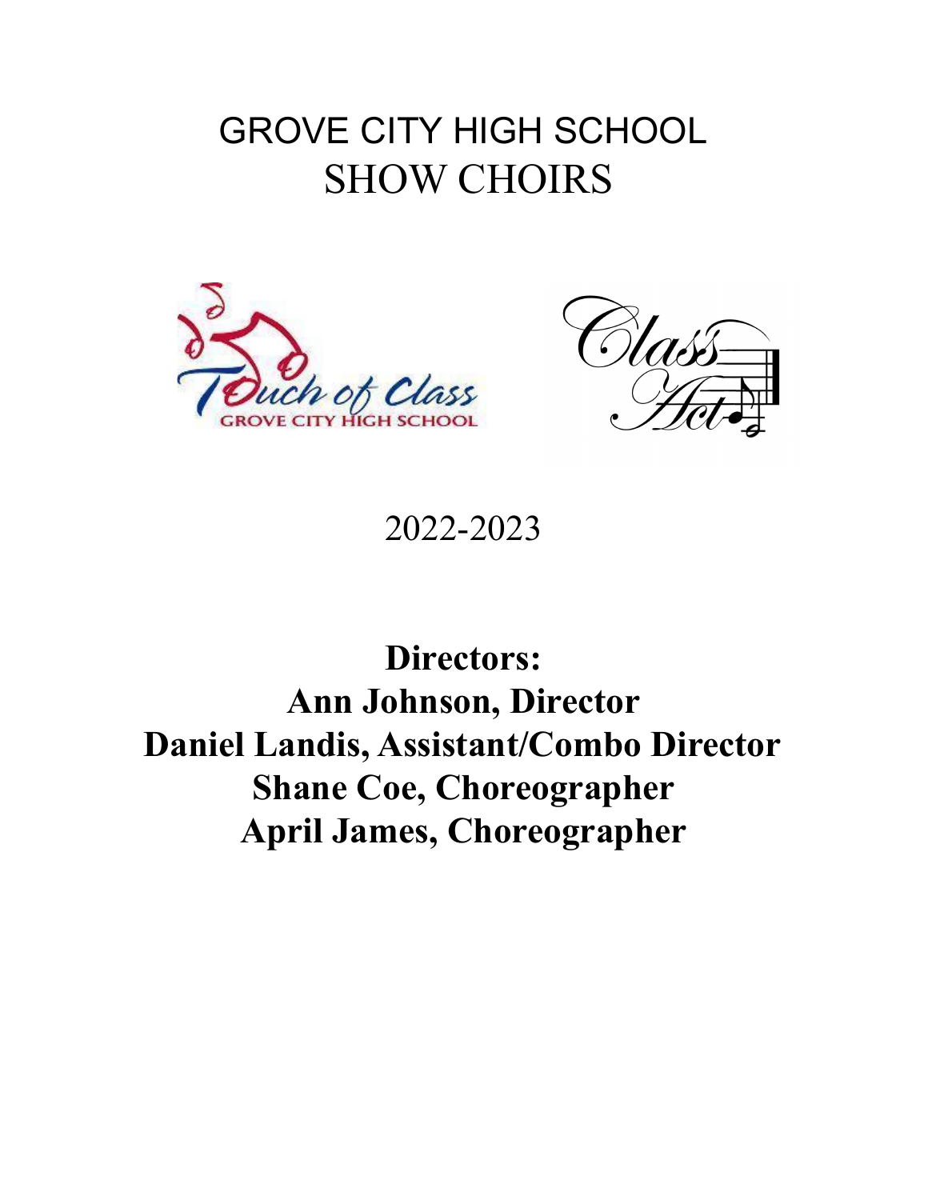# GROVE CITY HIGH SCHOOL
# SHOW CHOIRS

2022-2023

**Directors:**
**Ann Johnson, Director**
**Daniel Landis, Assistant/Combo Director**
**Shane Coe, Choreographer**
**April James, Choreographer**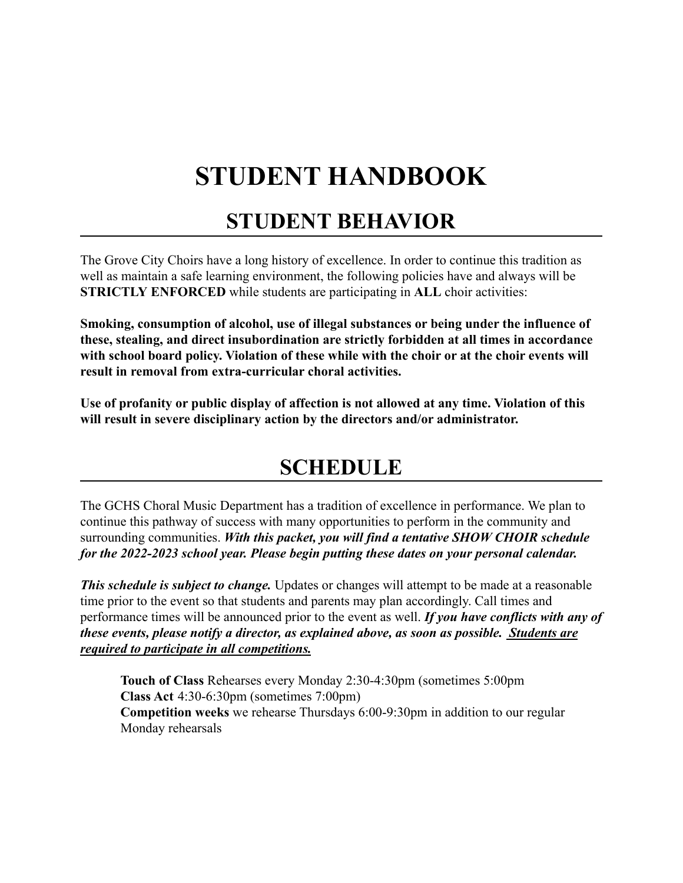# STUDENT HANDBOOK

## STUDENT BEHAVIOR

The Grove City Choirs have a long history of excellence. In order to continue this tradition as well as maintain a safe learning environment, the following policies have and always will be **STRICTLY ENFORCED** while students are participating in **ALL** choir activities:

**Smoking, consumption of alcohol, use of illegal substances or being under the influence of these, stealing, and direct insubordination are strictly forbidden at all times in accordance with school board policy. Violation of these while with the choir or at the choir events will result in removal from extra-curricular choral activities.**

**Use of profanity or public display of affection is not allowed at any time. Violation of this will result in severe disciplinary action by the directors and/or administrator.**

## SCHEDULE

The GCHS Choral Music Department has a tradition of excellence in performance. We plan to continue this pathway of success with many opportunities to perform in the community and surrounding communities. ***With this packet, you will find a tentative SHOW CHOIR schedule for the 2022-2023 school year. Please begin putting these dates on your personal calendar.***

***This schedule is subject to change.*** Updates or changes will attempt to be made at a reasonable time prior to the event so that students and parents may plan accordingly. Call times and performance times will be announced prior to the event as well. ***If you have conflicts with any of these events, please notify a director, as explained above, as soon as possible. <u>Students are required to participate in all competitions.</u>***

**Touch of Class** Rehearses every Monday 2:30-4:30pm (sometimes 5:00pm
**Class Act** 4:30-6:30pm (sometimes 7:00pm)
**Competition weeks** we rehearse Thursdays 6:00-9:30pm in addition to our regular Monday rehearsals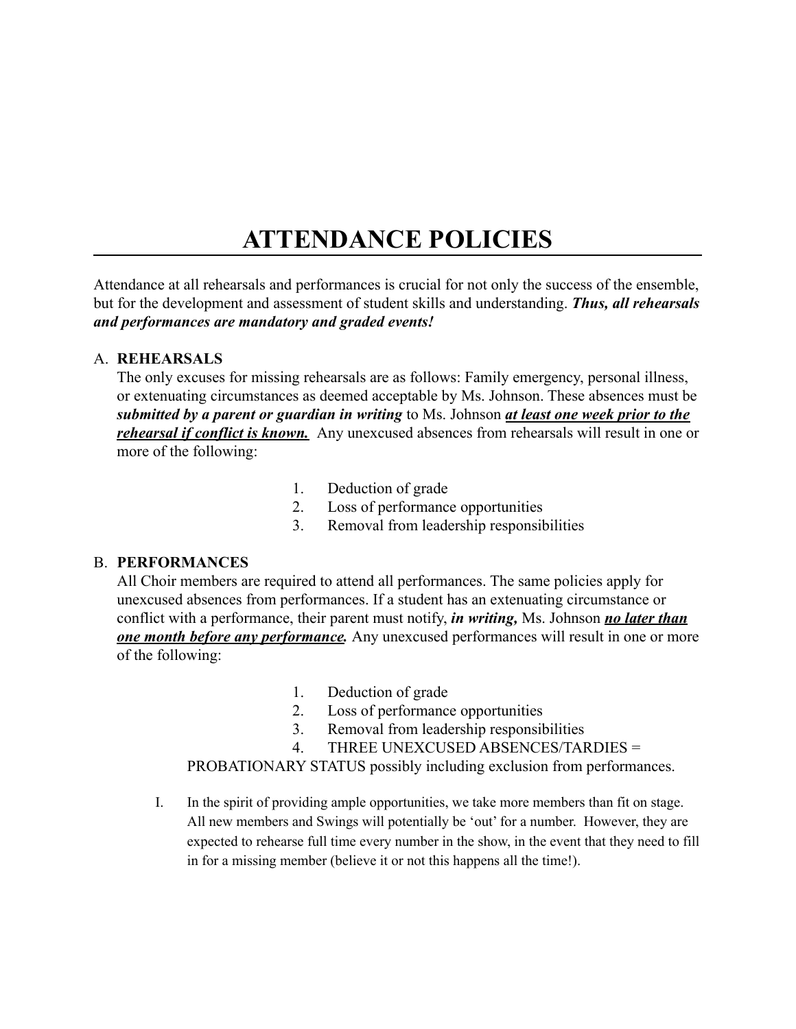# ATTENDANCE POLICIES

Attendance at all rehearsals and performances is crucial for not only the success of the ensemble, but for the development and assessment of student skills and understanding. ***Thus, all rehearsals and performances are mandatory and graded events!***

A. **REHEARSALS**

The only excuses for missing rehearsals are as follows: Family emergency, personal illness, or extenuating circumstances as deemed acceptable by Ms. Johnson. These absences must be ***submitted by a parent or guardian in writing*** to Ms. Johnson <u>***at least one week prior to the rehearsal if conflict is known.***</u> Any unexcused absences from rehearsals will result in one or more of the following:

1. Deduction of grade
2. Loss of performance opportunities
3. Removal from leadership responsibilities

B. **PERFORMANCES**

All Choir members are required to attend all performances. The same policies apply for unexcused absences from performances. If a student has an extenuating circumstance or conflict with a performance, their parent must notify, ***in writing,*** Ms. Johnson <u>***no later than one month before any performance.***</u> Any unexcused performances will result in one or more of the following:

1. Deduction of grade
2. Loss of performance opportunities
3. Removal from leadership responsibilities
4. THREE UNEXCUSED ABSENCES/TARDIES = PROBATIONARY STATUS possibly including exclusion from performances.

I. In the spirit of providing ample opportunities, we take more members than fit on stage. All new members and Swings will potentially be 'out' for a number. However, they are expected to rehearse full time every number in the show, in the event that they need to fill in for a missing member (believe it or not this happens all the time!).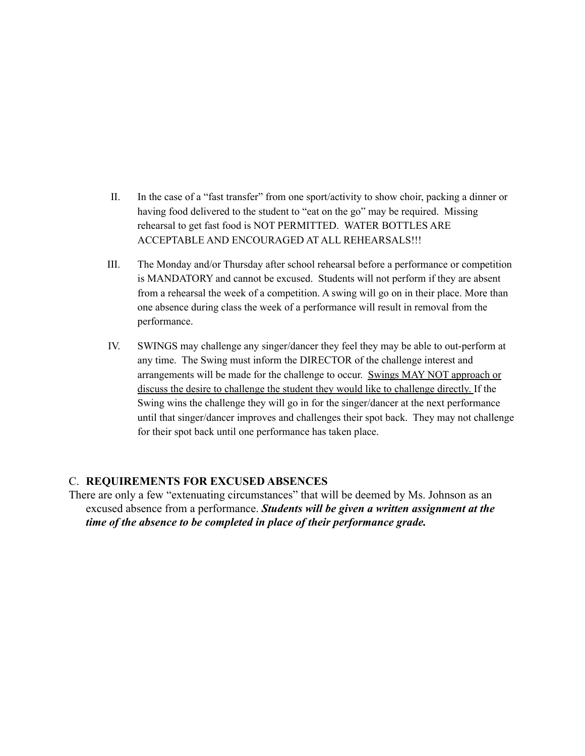II. In the case of a "fast transfer" from one sport/activity to show choir, packing a dinner or having food delivered to the student to "eat on the go" may be required. Missing rehearsal to get fast food is NOT PERMITTED. WATER BOTTLES ARE ACCEPTABLE AND ENCOURAGED AT ALL REHEARSALS!!!

III. The Monday and/or Thursday after school rehearsal before a performance or competition is MANDATORY and cannot be excused. Students will not perform if they are absent from a rehearsal the week of a competition. A swing will go on in their place. More than one absence during class the week of a performance will result in removal from the performance.

IV. SWINGS may challenge any singer/dancer they feel they may be able to out-perform at any time. The Swing must inform the DIRECTOR of the challenge interest and arrangements will be made for the challenge to occur. <u>Swings MAY NOT approach or discuss the desire to challenge the student they would like to challenge directly.</u> If the Swing wins the challenge they will go in for the singer/dancer at the next performance until that singer/dancer improves and challenges their spot back. They may not challenge for their spot back until one performance has taken place.

### C. **REQUIREMENTS FOR EXCUSED ABSENCES**

There are only a few "extenuating circumstances" that will be deemed by Ms. Johnson as an excused absence from a performance. ***Students will be given a written assignment at the time of the absence to be completed in place of their performance grade.***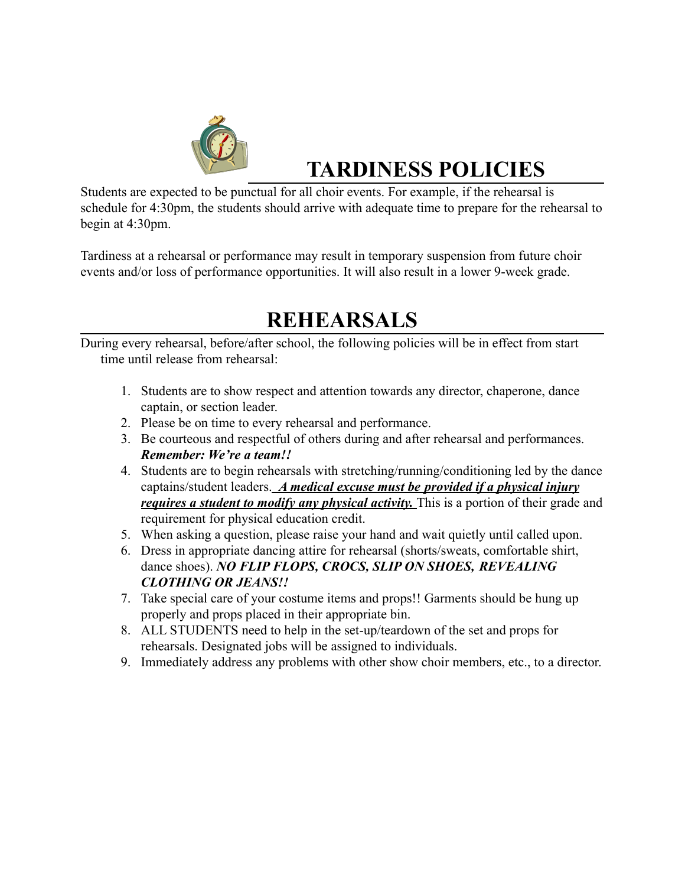# TARDINESS POLICIES

Students are expected to be punctual for all choir events. For example, if the rehearsal is schedule for 4:30pm, the students should arrive with adequate time to prepare for the rehearsal to begin at 4:30pm.

Tardiness at a rehearsal or performance may result in temporary suspension from future choir events and/or loss of performance opportunities. It will also result in a lower 9-week grade.

# REHEARSALS

During every rehearsal, before/after school, the following policies will be in effect from start time until release from rehearsal:

1. Students are to show respect and attention towards any director, chaperone, dance captain, or section leader.
2. Please be on time to every rehearsal and performance.
3. Be courteous and respectful of others during and after rehearsal and performances. ***Remember: We're a team!!***
4. Students are to begin rehearsals with stretching/running/conditioning led by the dance captains/student leaders. ***<u>A medical excuse must be provided if a physical injury requires a student to modify any physical activity.</u>*** This is a portion of their grade and requirement for physical education credit.
5. When asking a question, please raise your hand and wait quietly until called upon.
6. Dress in appropriate dancing attire for rehearsal (shorts/sweats, comfortable shirt, dance shoes). ***NO FLIP FLOPS, CROCS, SLIP ON SHOES, REVEALING CLOTHING OR JEANS!!***
7. Take special care of your costume items and props!! Garments should be hung up properly and props placed in their appropriate bin.
8. ALL STUDENTS need to help in the set-up/teardown of the set and props for rehearsals. Designated jobs will be assigned to individuals.
9. Immediately address any problems with other show choir members, etc., to a director.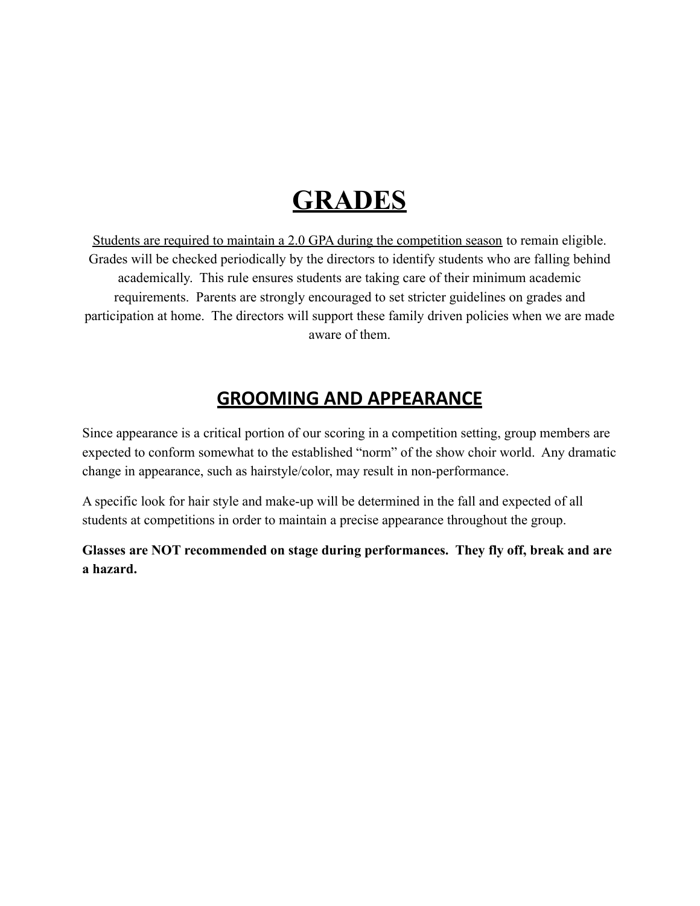# GRADES

<u>Students are required to maintain a 2.0 GPA during the competition season</u> to remain eligible. Grades will be checked periodically by the directors to identify students who are falling behind academically. This rule ensures students are taking care of their minimum academic requirements. Parents are strongly encouraged to set stricter guidelines on grades and participation at home. The directors will support these family driven policies when we are made aware of them.

## GROOMING AND APPEARANCE

Since appearance is a critical portion of our scoring in a competition setting, group members are expected to conform somewhat to the established "norm" of the show choir world. Any dramatic change in appearance, such as hairstyle/color, may result in non-performance.

A specific look for hair style and make-up will be determined in the fall and expected of all students at competitions in order to maintain a precise appearance throughout the group.

**Glasses are NOT recommended on stage during performances. They fly off, break and are a hazard.**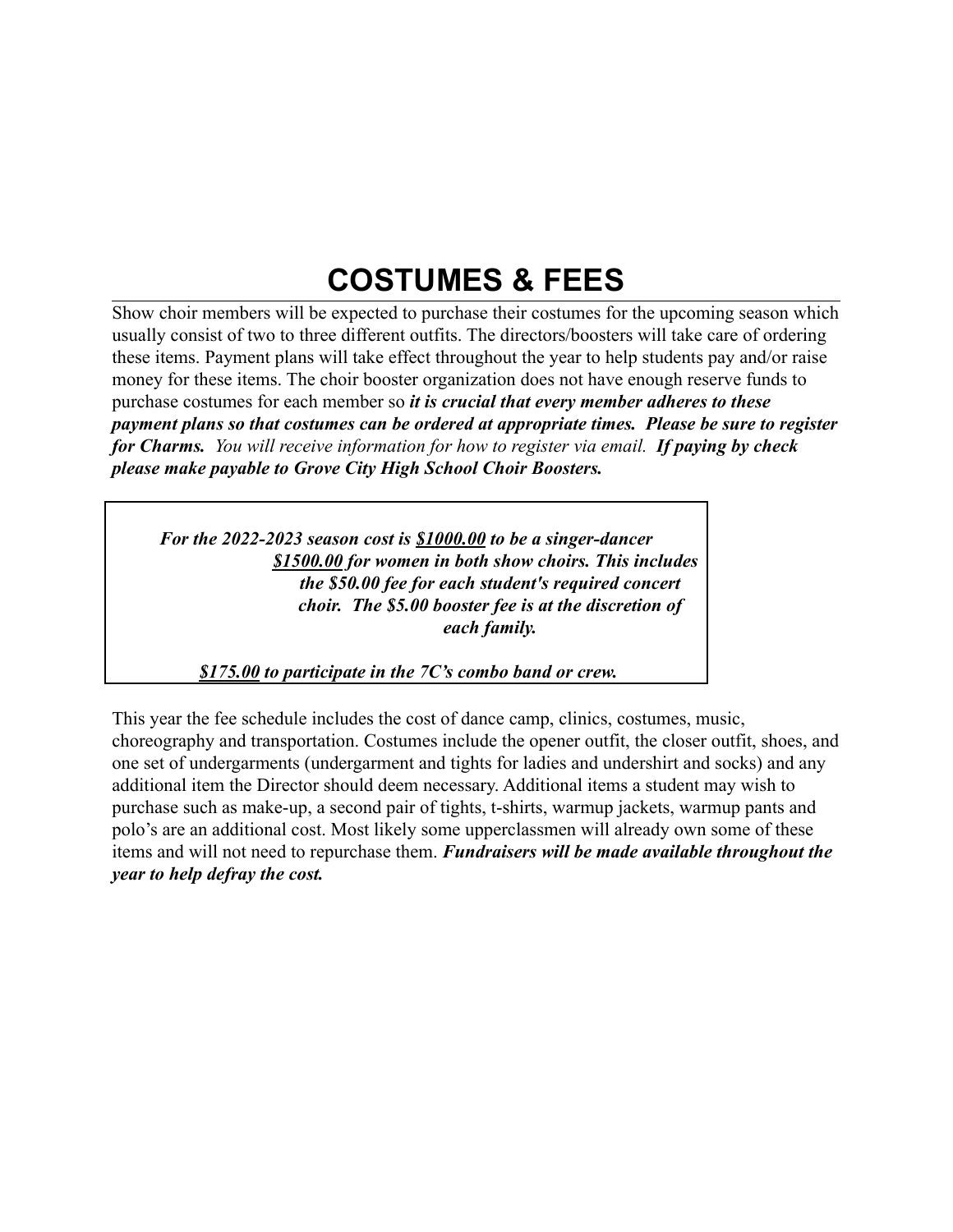# COSTUMES & FEES

Show choir members will be expected to purchase their costumes for the upcoming season which usually consist of two to three different outfits. The directors/boosters will take care of ordering these items. Payment plans will take effect throughout the year to help students pay and/or raise money for these items. The choir booster organization does not have enough reserve funds to purchase costumes for each member so ***it is crucial that every member adheres to these payment plans so that costumes can be ordered at appropriate times. Please be sure to register for Charms.*** *You will receive information for how to register via email.* ***If paying by check please make payable to Grove City High School Choir Boosters.***

> ***For the 2022-2023 season cost is <u>$1000.00</u> to be a singer-dancer <u>$1500.00</u> for women in both show choirs. This includes the $50.00 fee for each student's required concert choir. The $5.00 booster fee is at the discretion of each family.***
>
> ***<u>$175.00</u> to participate in the 7C's combo band or crew.***

This year the fee schedule includes the cost of dance camp, clinics, costumes, music, choreography and transportation. Costumes include the opener outfit, the closer outfit, shoes, and one set of undergarments (undergarment and tights for ladies and undershirt and socks) and any additional item the Director should deem necessary. Additional items a student may wish to purchase such as make-up, a second pair of tights, t-shirts, warmup jackets, warmup pants and polo's are an additional cost. Most likely some upperclassmen will already own some of these items and will not need to repurchase them. ***Fundraisers will be made available throughout the year to help defray the cost.***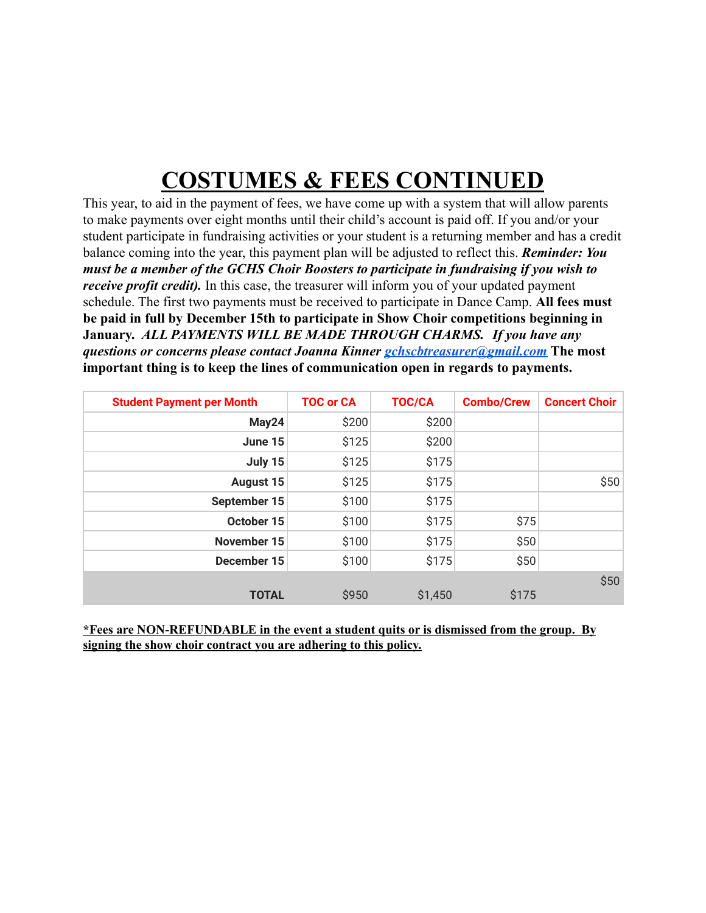# COSTUMES & FEES CONTINUED

This year, to aid in the payment of fees, we have come up with a system that will allow parents to make payments over eight months until their child's account is paid off. If you and/or your student participate in fundraising activities or your student is a returning member and has a credit balance coming into the year, this payment plan will be adjusted to reflect this. ***Reminder: You must be a member of the GCHS Choir Boosters to participate in fundraising if you wish to receive profit credit).*** In this case, the treasurer will inform you of your updated payment schedule. The first two payments must be received to participate in Dance Camp. **All fees must be paid in full by December 15th to participate in Show Choir competitions beginning in January.** ***ALL PAYMENTS WILL BE MADE THROUGH CHARMS. If you have any questions or concerns please contact Joanna Kinner [gchscbtreasurer@gmail.com](mailto:gchscbtreasurer@gmail.com)*** **The most important thing is to keep the lines of communication open in regards to payments.**

| Student Payment per Month | TOC or CA | TOC/CA | Combo/Crew | Concert Choir |
|---:|---:|---:|---:|---:|
| **May24** | $200 | $200 | | |
| **June 15** | $125 | $200 | | |
| **July 15** | $125 | $175 | | |
| **August 15** | $125 | $175 | | $50 |
| **September 15** | $100 | $175 | | |
| **October 15** | $100 | $175 | $75 | |
| **November 15** | $100 | $175 | $50 | |
| **December 15** | $100 | $175 | $50 | |
| **TOTAL** | $950 | $1,450 | $175 | $50 |

**<u>*Fees are NON-REFUNDABLE in the event a student quits or is dismissed from the group. By signing the show choir contract you are adhering to this policy.</u>**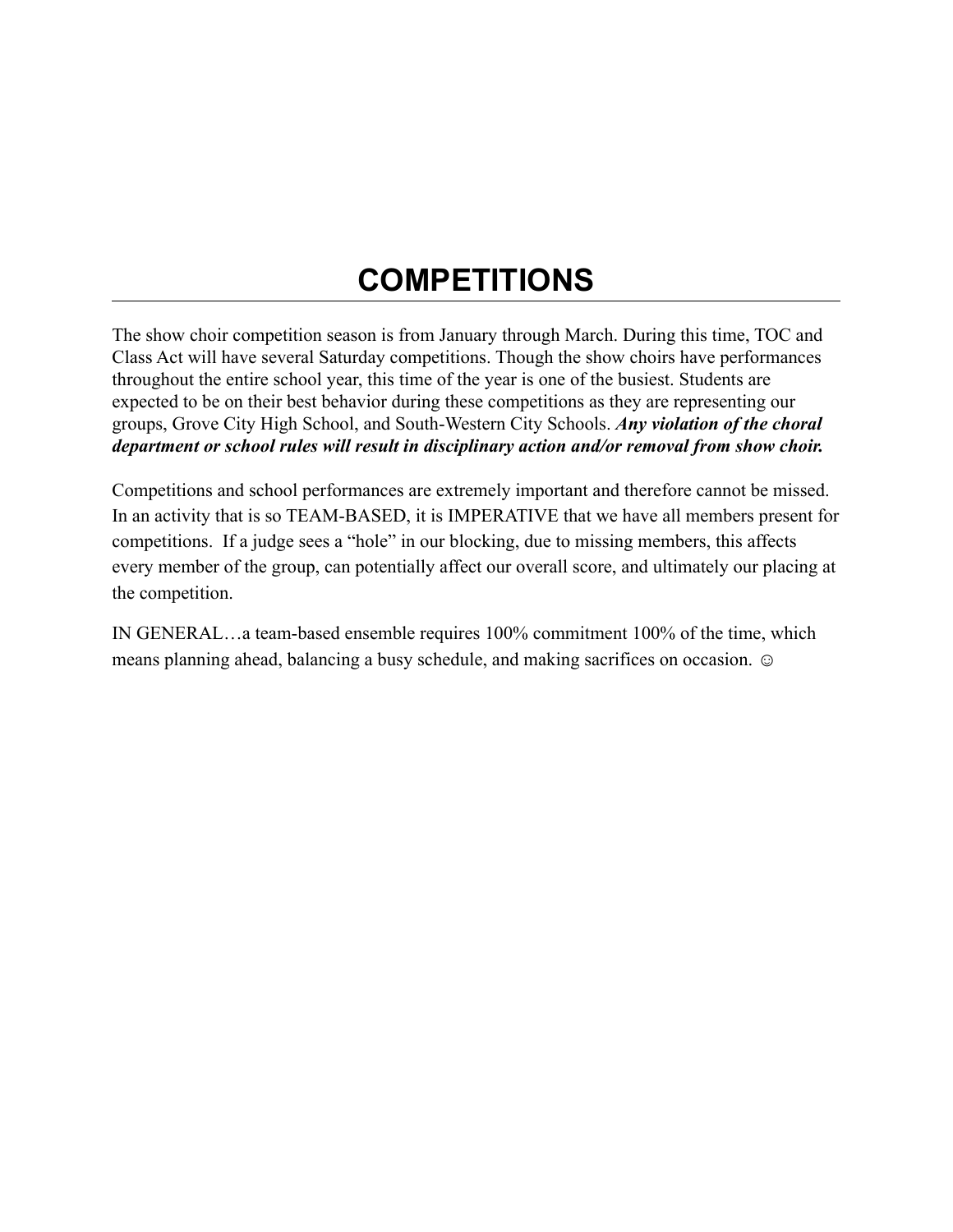# COMPETITIONS

The show choir competition season is from January through March. During this time, TOC and Class Act will have several Saturday competitions. Though the show choirs have performances throughout the entire school year, this time of the year is one of the busiest. Students are expected to be on their best behavior during these competitions as they are representing our groups, Grove City High School, and South-Western City Schools. ***Any violation of the choral department or school rules will result in disciplinary action and/or removal from show choir.***

Competitions and school performances are extremely important and therefore cannot be missed. In an activity that is so TEAM-BASED, it is IMPERATIVE that we have all members present for competitions. If a judge sees a "hole" in our blocking, due to missing members, this affects every member of the group, can potentially affect our overall score, and ultimately our placing at the competition.

IN GENERAL…a team-based ensemble requires 100% commitment 100% of the time, which means planning ahead, balancing a busy schedule, and making sacrifices on occasion. ☺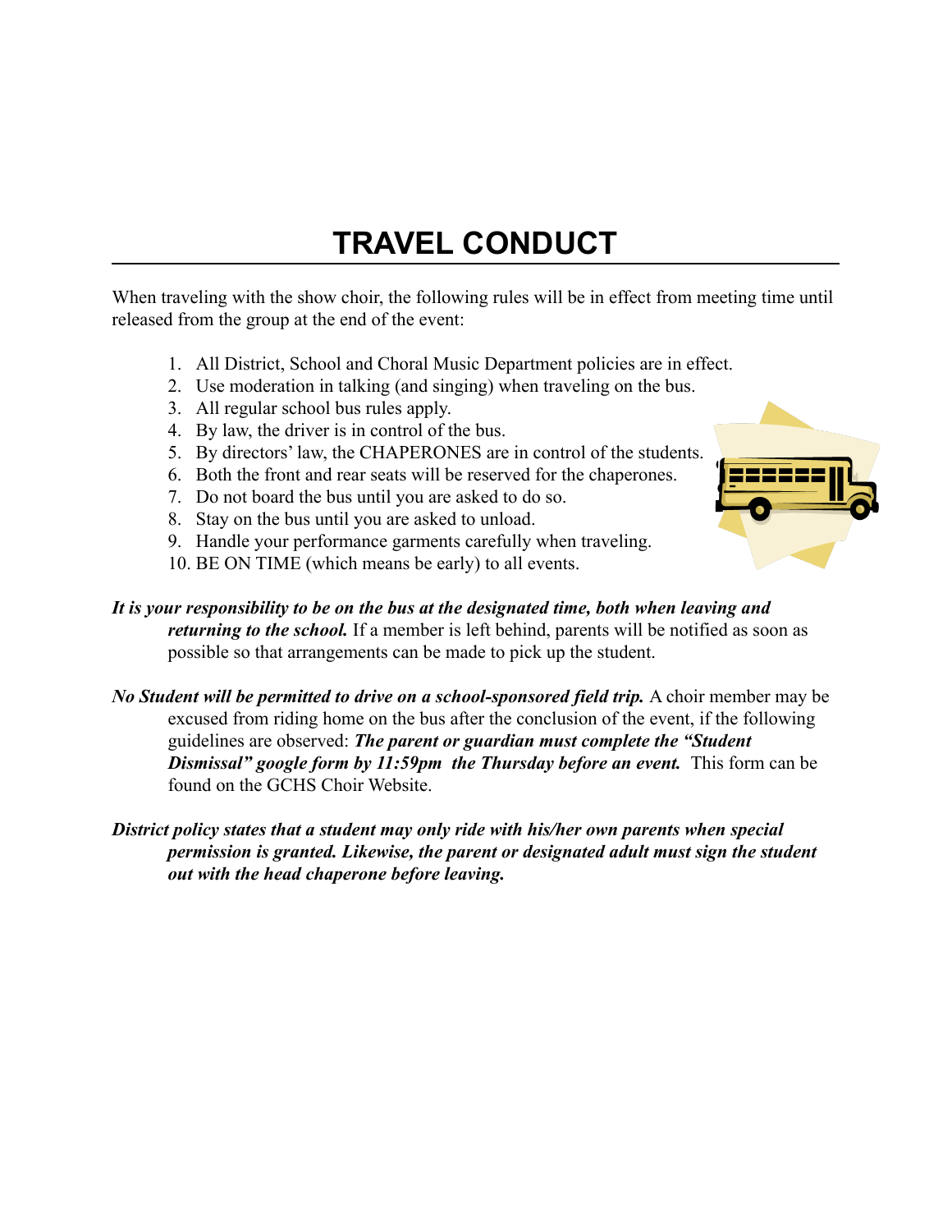# TRAVEL CONDUCT

When traveling with the show choir, the following rules will be in effect from meeting time until released from the group at the end of the event:

1. All District, School and Choral Music Department policies are in effect.
2. Use moderation in talking (and singing) when traveling on the bus.
3. All regular school bus rules apply.
4. By law, the driver is in control of the bus.
5. By directors' law, the CHAPERONES are in control of the students.
6. Both the front and rear seats will be reserved for the chaperones.
7. Do not board the bus until you are asked to do so.
8. Stay on the bus until you are asked to unload.
9. Handle your performance garments carefully when traveling.
10. BE ON TIME (which means be early) to all events.

***It is your responsibility to be on the bus at the designated time, both when leaving and returning to the school.*** If a member is left behind, parents will be notified as soon as possible so that arrangements can be made to pick up the student.

***No Student will be permitted to drive on a school-sponsored field trip.*** A choir member may be excused from riding home on the bus after the conclusion of the event, if the following guidelines are observed: ***The parent or guardian must complete the "Student Dismissal" google form by 11:59pm the Thursday before an event.*** This form can be found on the GCHS Choir Website.

***District policy states that a student may only ride with his/her own parents when special permission is granted. Likewise, the parent or designated adult must sign the student out with the head chaperone before leaving.***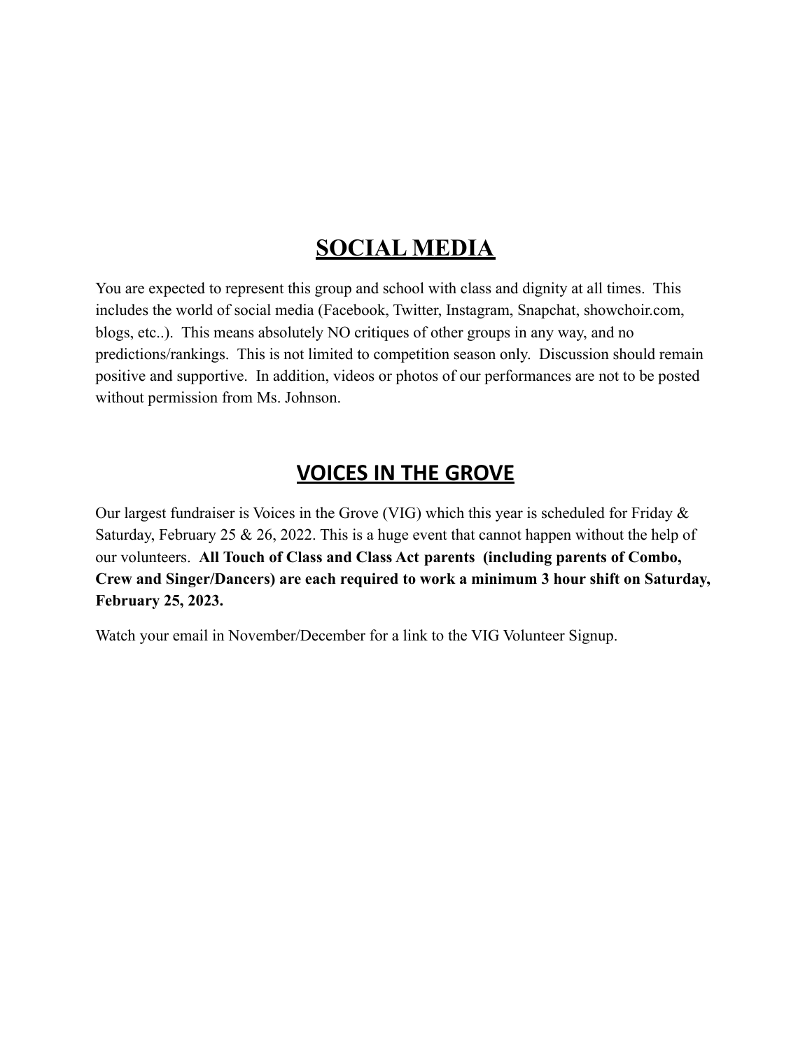## SOCIAL MEDIA

You are expected to represent this group and school with class and dignity at all times. This includes the world of social media (Facebook, Twitter, Instagram, Snapchat, showchoir.com, blogs, etc..). This means absolutely NO critiques of other groups in any way, and no predictions/rankings. This is not limited to competition season only. Discussion should remain positive and supportive. In addition, videos or photos of our performances are not to be posted without permission from Ms. Johnson.

## VOICES IN THE GROVE

Our largest fundraiser is Voices in the Grove (VIG) which this year is scheduled for Friday & Saturday, February 25 & 26, 2022. This is a huge event that cannot happen without the help of our volunteers. **All Touch of Class and Class Act parents (including parents of Combo, Crew and Singer/Dancers) are each required to work a minimum 3 hour shift on Saturday, February 25, 2023.**

Watch your email in November/December for a link to the VIG Volunteer Signup.